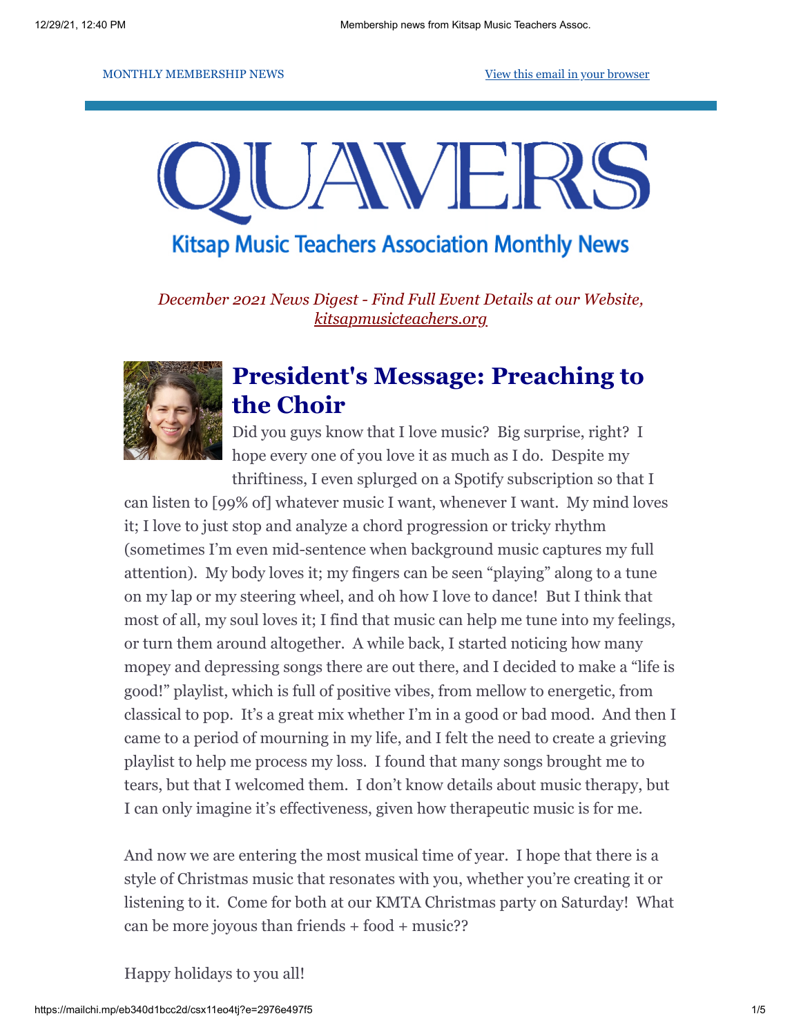MONTHLY MEMBERSHIP NEWS

View this email in your browser

# QUAVERS

## Kitsap Music Teachers Association Monthly News

*December 2021 News Digest - Find Full Event Details at our Website, kitsapmusicteachers.org*

## President's Message: Preaching to the Choir

Did you guys know that I love music? Big surprise, right? I hope every one of you love it as much as I do. Despite my thriftiness, I even splurged on a Spotify subscription so that I can listen to [99% of] whatever music I want, whenever I want. My mind loves it; I love to just stop and analyze a chord progression or tricky rhythm (sometimes I'm even mid-sentence when background music captures my full attention). My body loves it; my fingers can be seen "playing" along to a tune on my lap or my steering wheel, and oh how I love to dance! But I think that most of all, my soul loves it; I find that music can help me tune into my feelings, or turn them around altogether. A while back, I started noticing how many mopey and depressing songs there are out there, and I decided to make a "life is good!" playlist, which is full of positive vibes, from mellow to energetic, from classical to pop. It's a great mix whether I'm in a good or bad mood. And then I came to a period of mourning in my life, and I felt the need to create a grieving playlist to help me process my loss. I found that many songs brought me to tears, but that I welcomed them. I don't know details about music therapy, but I can only imagine it's effectiveness, given how therapeutic music is for me.

And now we are entering the most musical time of year. I hope that there is a style of Christmas music that resonates with you, whether you're creating it or listening to it. Come for both at our KMTA Christmas party on Saturday! What can be more joyous than friends + food + music??

Happy holidays to you all!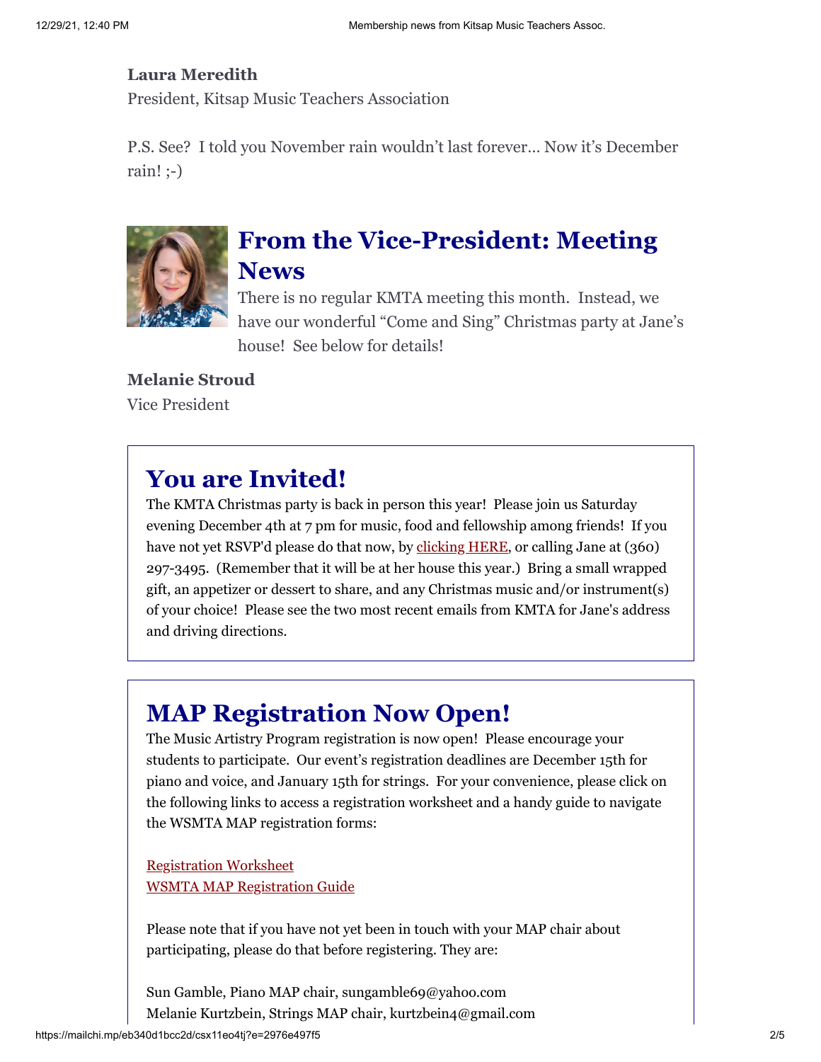**Laura Meredith**
President, Kitsap Music Teachers Association

P.S. See? I told you November rain wouldn't last forever... Now it's December rain! ;-)

## From the Vice-President: Meeting News

There is no regular KMTA meeting this month. Instead, we have our wonderful "Come and Sing" Christmas party at Jane's house! See below for details!

**Melanie Stroud**
Vice President

## You are Invited!

The KMTA Christmas party is back in person this year! Please join us Saturday evening December 4th at 7 pm for music, food and fellowship among friends! If you have not yet RSVP'd please do that now, by clicking HERE, or calling Jane at (360) 297-3495. (Remember that it will be at her house this year.) Bring a small wrapped gift, an appetizer or dessert to share, and any Christmas music and/or instrument(s) of your choice! Please see the two most recent emails from KMTA for Jane's address and driving directions.

## MAP Registration Now Open!

The Music Artistry Program registration is now open! Please encourage your students to participate. Our event's registration deadlines are December 15th for piano and voice, and January 15th for strings. For your convenience, please click on the following links to access a registration worksheet and a handy guide to navigate the WSMTA MAP registration forms:

Registration Worksheet
WSMTA MAP Registration Guide

Please note that if you have not yet been in touch with your MAP chair about participating, please do that before registering. They are:

Sun Gamble, Piano MAP chair, sungamble69@yahoo.com
Melanie Kurtzbein, Strings MAP chair, kurtzbein4@gmail.com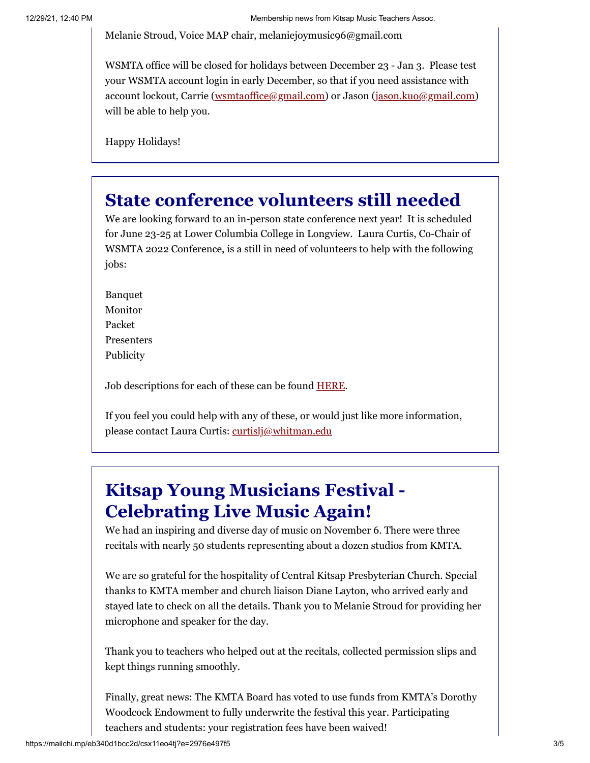Melanie Stroud, Voice MAP chair, melaniejoymusic96@gmail.com

WSMTA office will be closed for holidays between December 23 - Jan 3. Please test your WSMTA account login in early December, so that if you need assistance with account lockout, Carrie (wsmtaoffice@gmail.com) or Jason (jason.kuo@gmail.com) will be able to help you.

Happy Holidays!

# State conference volunteers still needed

We are looking forward to an in-person state conference next year! It is scheduled for June 23-25 at Lower Columbia College in Longview. Laura Curtis, Co-Chair of WSMTA 2022 Conference, is a still in need of volunteers to help with the following jobs:

Banquet
Monitor
Packet
Presenters
Publicity

Job descriptions for each of these can be found HERE.

If you feel you could help with any of these, or would just like more information, please contact Laura Curtis: curtislj@whitman.edu

# Kitsap Young Musicians Festival - Celebrating Live Music Again!

We had an inspiring and diverse day of music on November 6. There were three recitals with nearly 50 students representing about a dozen studios from KMTA.

We are so grateful for the hospitality of Central Kitsap Presbyterian Church. Special thanks to KMTA member and church liaison Diane Layton, who arrived early and stayed late to check on all the details. Thank you to Melanie Stroud for providing her microphone and speaker for the day.

Thank you to teachers who helped out at the recitals, collected permission slips and kept things running smoothly.

Finally, great news: The KMTA Board has voted to use funds from KMTA's Dorothy Woodcock Endowment to fully underwrite the festival this year. Participating teachers and students: your registration fees have been waived!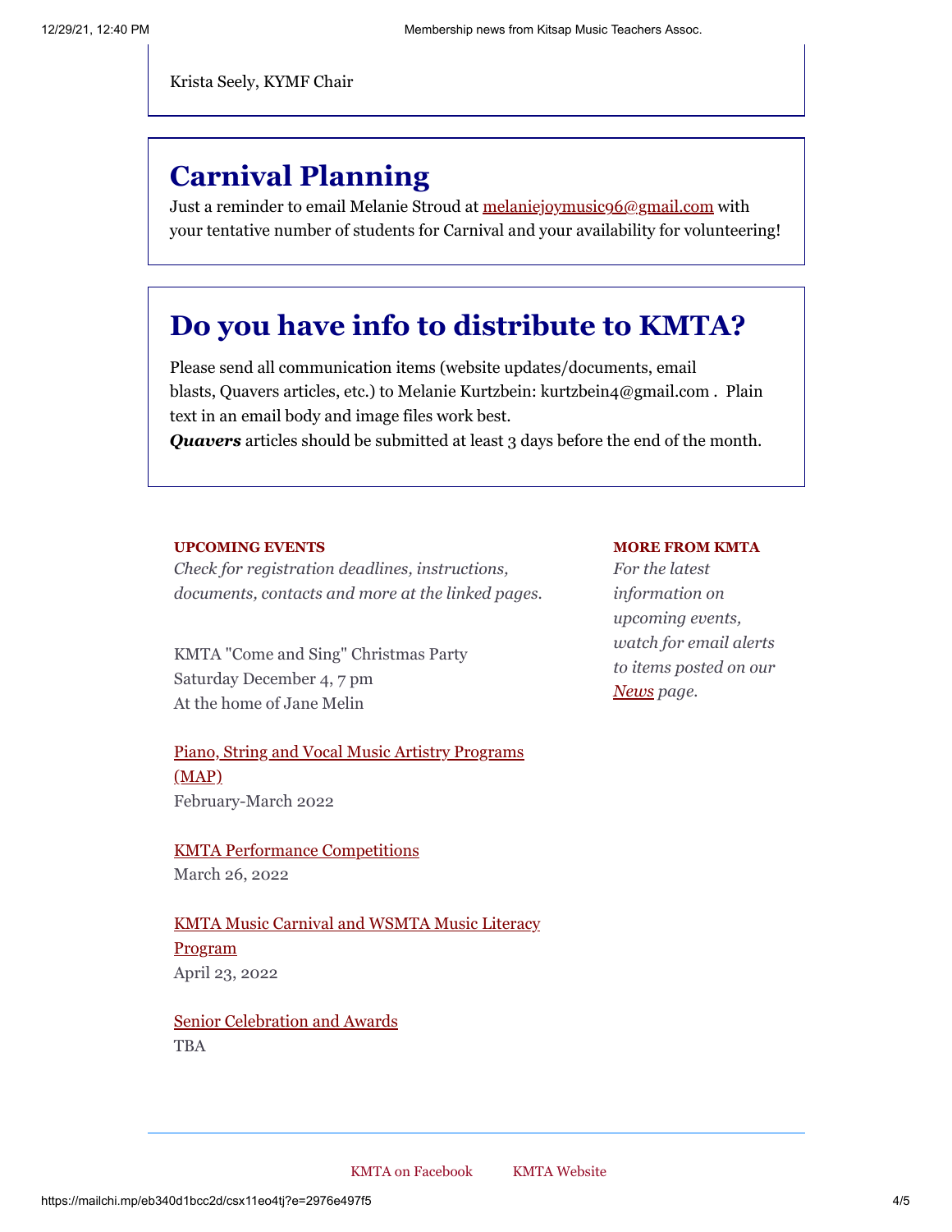Krista Seely, KYMF Chair

## Carnival Planning

Just a reminder to email Melanie Stroud at melaniejoymusic96@gmail.com with your tentative number of students for Carnival and your availability for volunteering!

## Do you have info to distribute to KMTA?

Please send all communication items (website updates/documents, email blasts, Quavers articles, etc.) to Melanie Kurtzbein: kurtzbein4@gmail.com . Plain text in an email body and image files work best.
***Quavers*** articles should be submitted at least 3 days before the end of the month.

**UPCOMING EVENTS**

*Check for registration deadlines, instructions, documents, contacts and more at the linked pages.*

KMTA "Come and Sing" Christmas Party
Saturday December 4, 7 pm
At the home of Jane Melin

Piano, String and Vocal Music Artistry Programs (MAP)
February-March 2022

KMTA Performance Competitions
March 26, 2022

KMTA Music Carnival and WSMTA Music Literacy Program
April 23, 2022

Senior Celebration and Awards
TBA

**MORE FROM KMTA**

*For the latest information on upcoming events, watch for email alerts to items posted on our* ***News*** *page.*

---

KMTA on Facebook    KMTA Website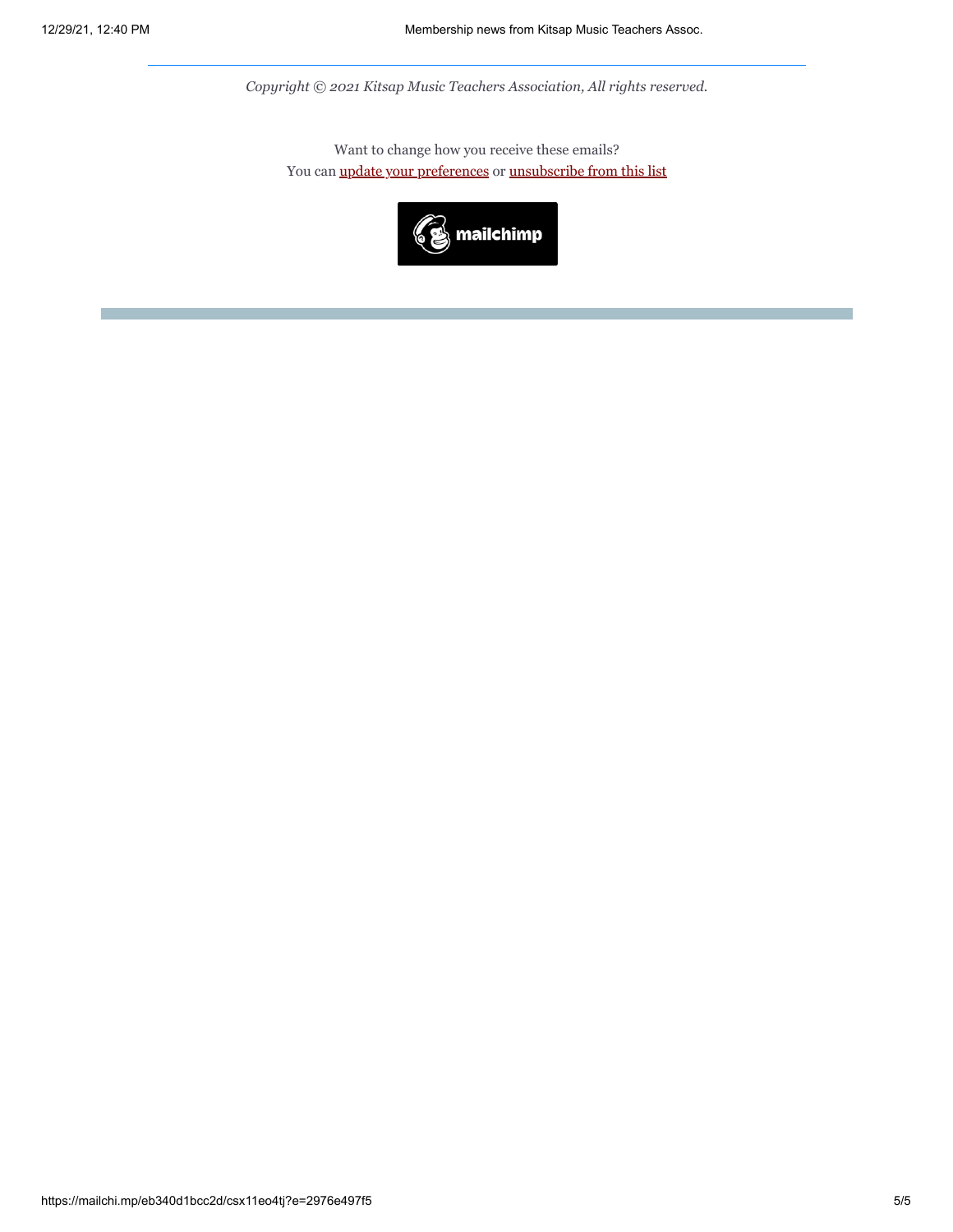---

*Copyright © 2021 Kitsap Music Teachers Association, All rights reserved.*

Want to change how you receive these emails?
You can update your preferences or unsubscribe from this list